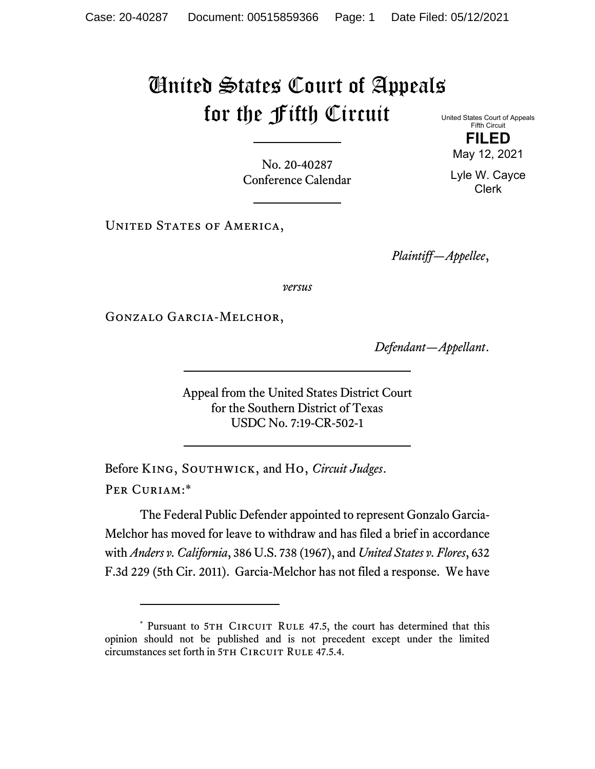# United States Court of Appeals for the Fifth Circuit

United States Court of Appeals
Fifth Circuit

**FILED**

May 12, 2021

Lyle W. Cayce
Clerk

No. 20-40287
Conference Calendar

United States of America,

*Plaintiff—Appellee*,

*versus*

Gonzalo Garcia-Melchor,

*Defendant—Appellant*.

Appeal from the United States District Court
for the Southern District of Texas
USDC No. 7:19-CR-502-1

Before King, Southwick, and Ho, *Circuit Judges*.

Per Curiam:*

The Federal Public Defender appointed to represent Gonzalo Garcia-Melchor has moved for leave to withdraw and has filed a brief in accordance with *Anders v. California*, 386 U.S. 738 (1967), and *United States v. Flores*, 632 F.3d 229 (5th Cir. 2011). Garcia-Melchor has not filed a response. We have

\* Pursuant to 5th Circuit Rule 47.5, the court has determined that this opinion should not be published and is not precedent except under the limited circumstances set forth in 5th Circuit Rule 47.5.4.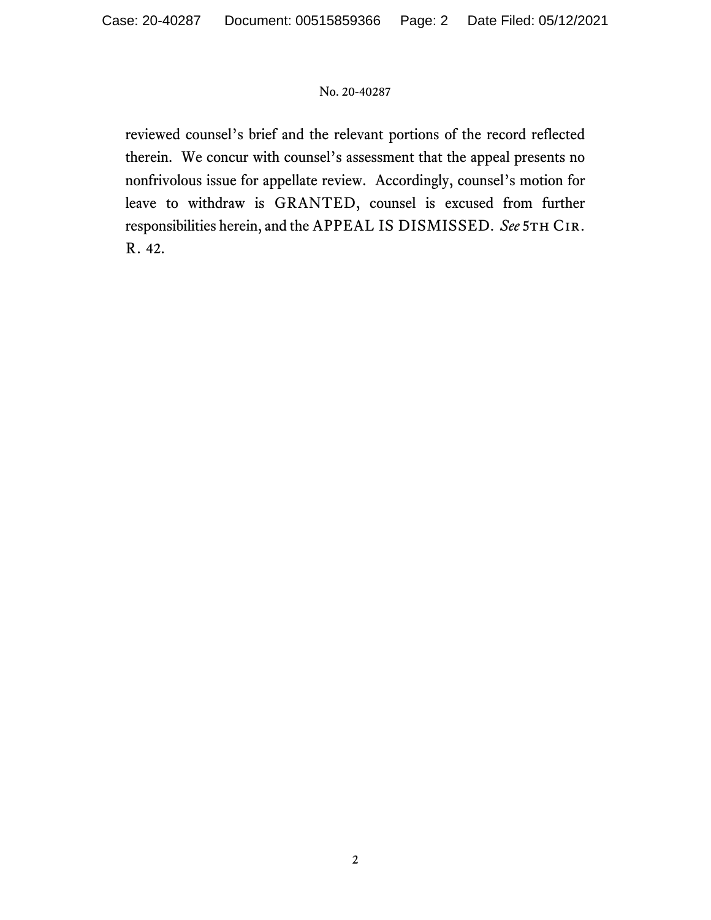reviewed counsel's brief and the relevant portions of the record reflected therein. We concur with counsel's assessment that the appeal presents no nonfrivolous issue for appellate review. Accordingly, counsel's motion for leave to withdraw is GRANTED, counsel is excused from further responsibilities herein, and the APPEAL IS DISMISSED. *See* 5TH CIR. R. 42.